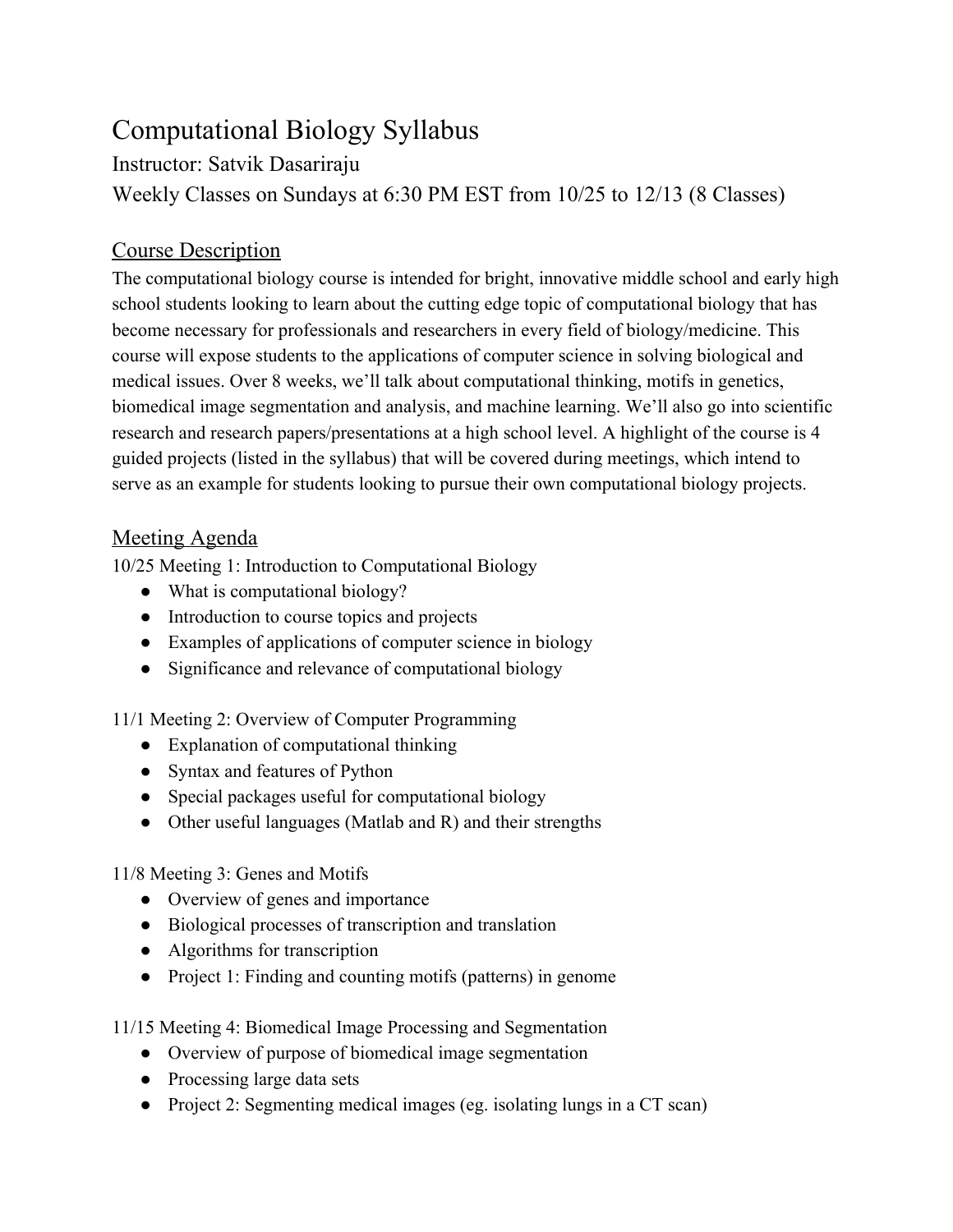# Computational Biology Syllabus

Instructor: Satvik Dasariraju

Weekly Classes on Sundays at 6:30 PM EST from 10/25 to 12/13 (8 Classes)

## Course Description

The computational biology course is intended for bright, innovative middle school and early high school students looking to learn about the cutting edge topic of computational biology that has become necessary for professionals and researchers in every field of biology/medicine. This course will expose students to the applications of computer science in solving biological and medical issues. Over 8 weeks, we'll talk about computational thinking, motifs in genetics, biomedical image segmentation and analysis, and machine learning. We'll also go into scientific research and research papers/presentations at a high school level. A highlight of the course is 4 guided projects (listed in the syllabus) that will be covered during meetings, which intend to serve as an example for students looking to pursue their own computational biology projects.

## Meeting Agenda

10/25 Meeting 1: Introduction to Computational Biology

- What is computational biology?
- Introduction to course topics and projects
- Examples of applications of computer science in biology
- Significance and relevance of computational biology

11/1 Meeting 2: Overview of Computer Programming

- Explanation of computational thinking
- Syntax and features of Python
- Special packages useful for computational biology
- Other useful languages (Matlab and R) and their strengths

11/8 Meeting 3: Genes and Motifs

- Overview of genes and importance
- Biological processes of transcription and translation
- Algorithms for transcription
- Project 1: Finding and counting motifs (patterns) in genome

11/15 Meeting 4: Biomedical Image Processing and Segmentation

- Overview of purpose of biomedical image segmentation
- Processing large data sets
- Project 2: Segmenting medical images (eg. isolating lungs in a CT scan)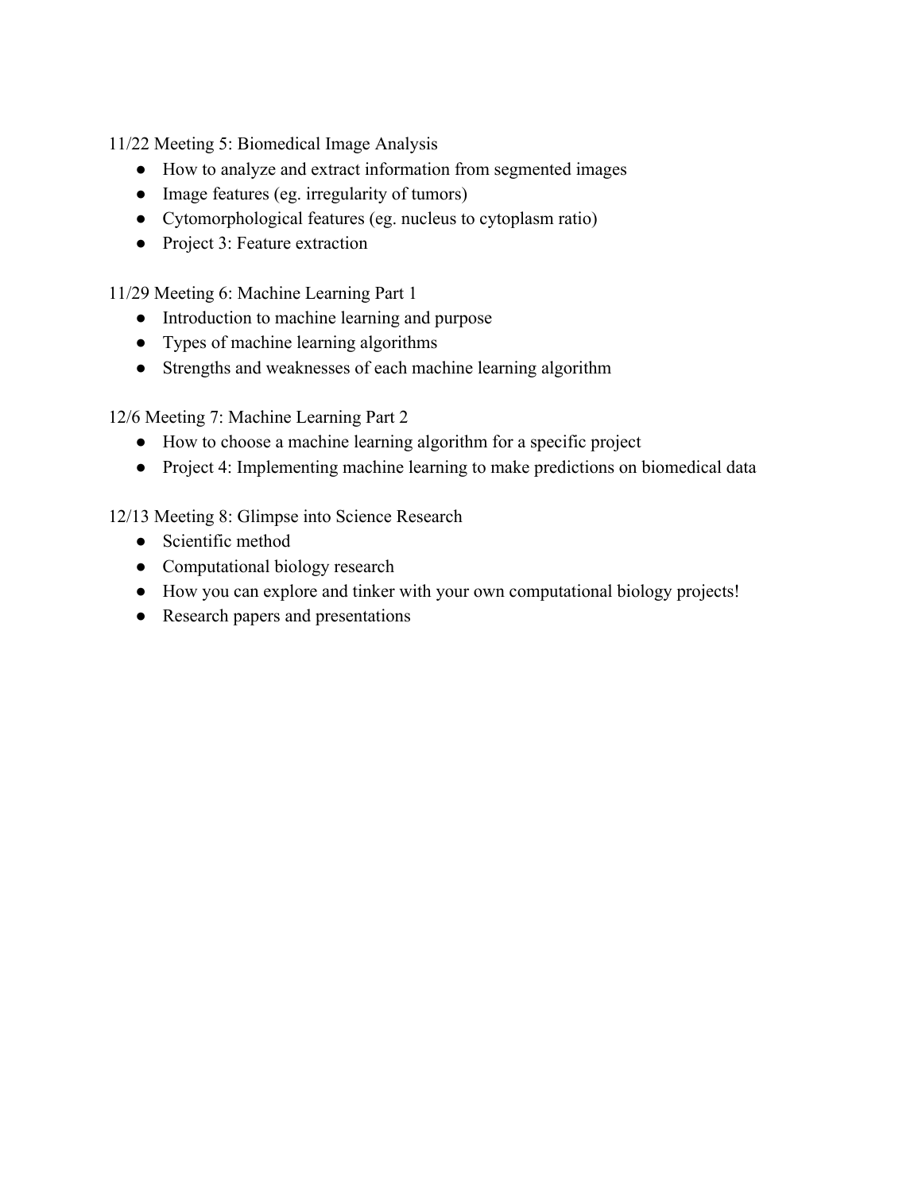11/22 Meeting 5: Biomedical Image Analysis

- How to analyze and extract information from segmented images
- Image features (eg. irregularity of tumors)
- Cytomorphological features (eg. nucleus to cytoplasm ratio)
- Project 3: Feature extraction

11/29 Meeting 6: Machine Learning Part 1

- Introduction to machine learning and purpose
- Types of machine learning algorithms
- Strengths and weaknesses of each machine learning algorithm

12/6 Meeting 7: Machine Learning Part 2

- How to choose a machine learning algorithm for a specific project
- Project 4: Implementing machine learning to make predictions on biomedical data

12/13 Meeting 8: Glimpse into Science Research

- Scientific method
- Computational biology research
- How you can explore and tinker with your own computational biology projects!
- Research papers and presentations